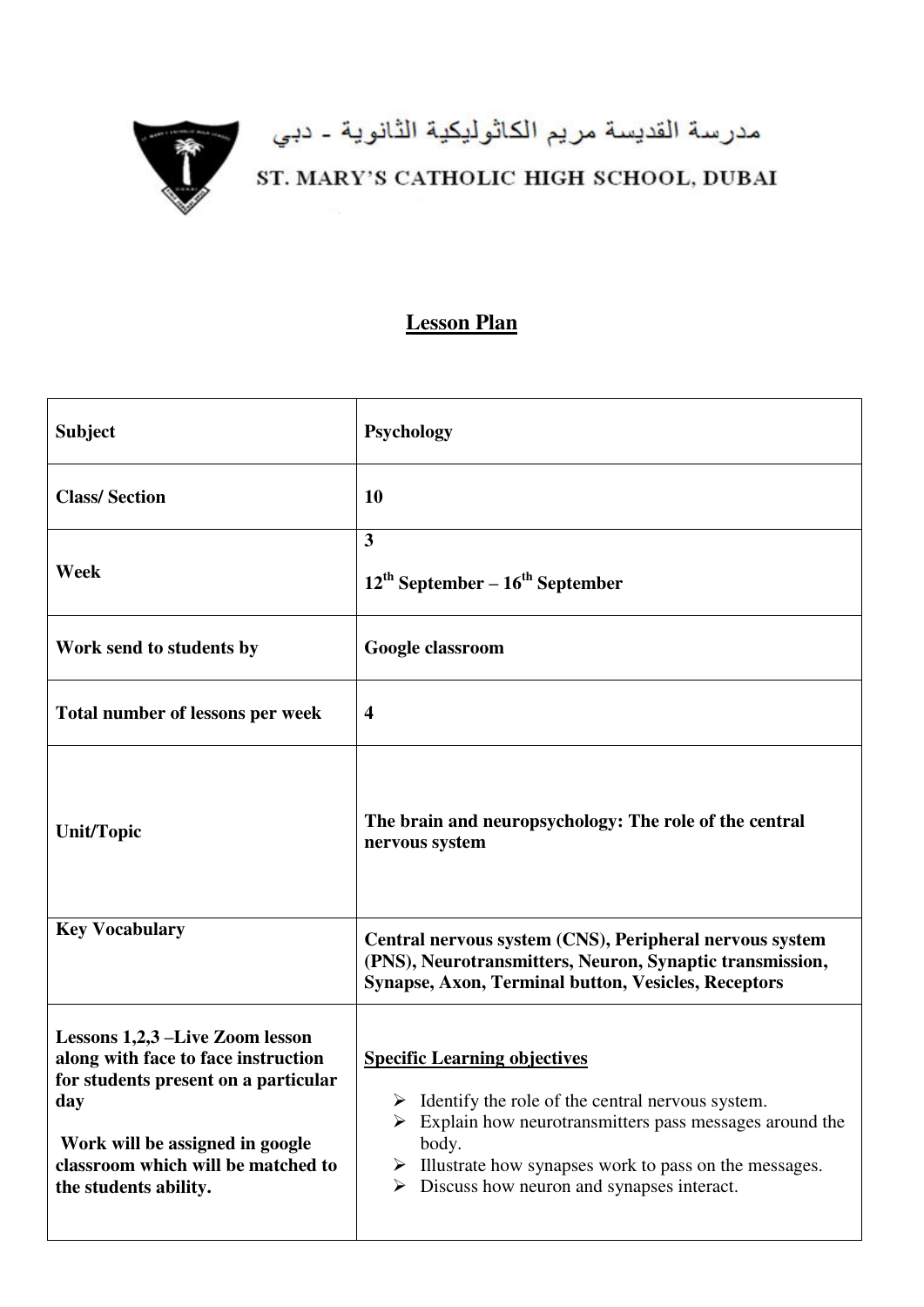مدرسة القديسة مريم الكاثوليكية الثانوية - دبي

ST. MARY'S CATHOLIC HIGH SCHOOL, DUBAI

# Lesson Plan

| Subject | Psychology |
|---|---|
| Class/ Section | 10 |
| Week | 3<br>12th September – 16th September |
| Work send to students by | Google classroom |
| Total number of lessons per week | 4 |
| Unit/Topic | The brain and neuropsychology: The role of the central nervous system |
| Key Vocabulary | Central nervous system (CNS), Peripheral nervous system (PNS), Neurotransmitters, Neuron, Synaptic transmission, Synapse, Axon, Terminal button, Vesicles, Receptors |
| **Lessons 1,2,3 –Live Zoom lesson along with face to face instruction for students present on a particular day**<br><br>**Work will be assigned in google classroom which will be matched to the students ability.** | **Specific Learning objectives**<br><br>➢ Identify the role of the central nervous system.<br>➢ Explain how neurotransmitters pass messages around the body.<br>➢ Illustrate how synapses work to pass on the messages.<br>➢ Discuss how neuron and synapses interact. |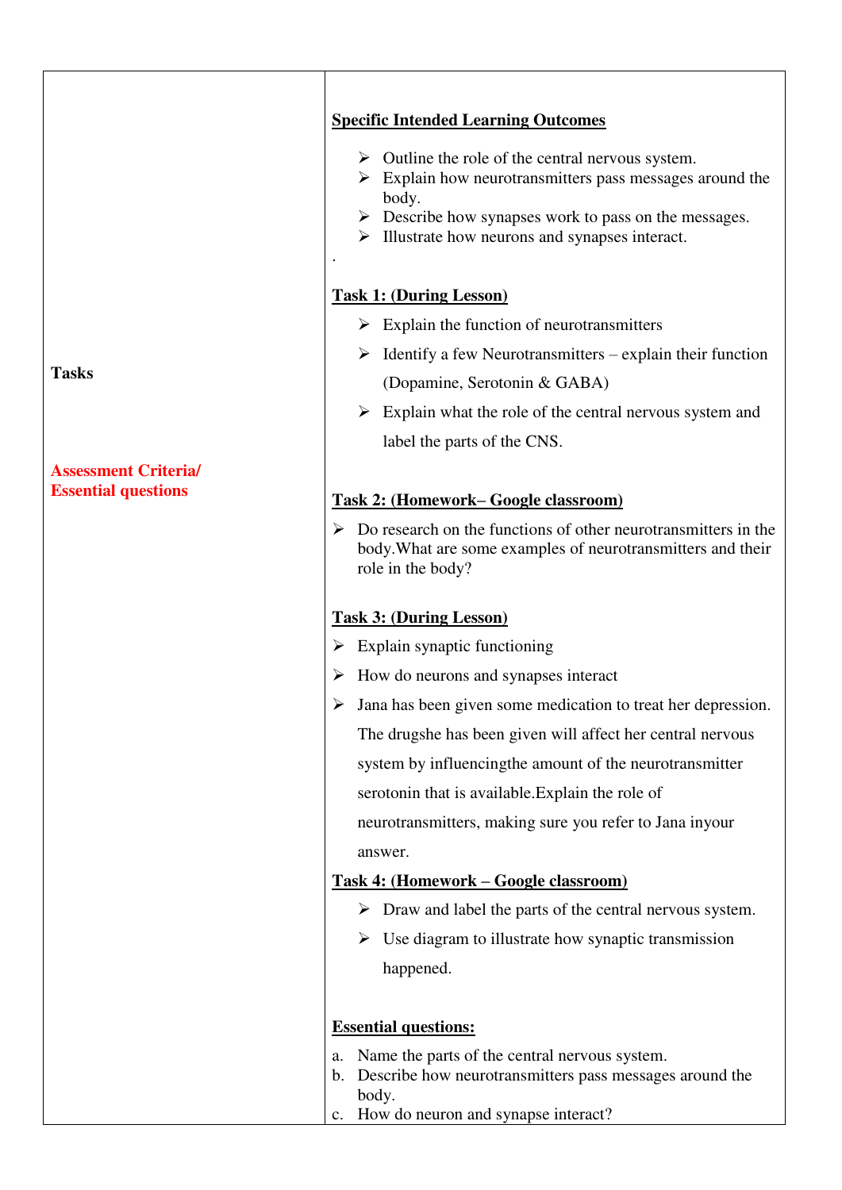| | |
|---|---|
| **Tasks**<br><br>**Assessment Criteria/ Essential questions** | **Specific Intended Learning Outcomes**<br><br>➢ Outline the role of the central nervous system.<br>➢ Explain how neurotransmitters pass messages around the body.<br>➢ Describe how synapses work to pass on the messages.<br>➢ Illustrate how neurons and synapses interact.<br>.<br><br>**Task 1: (During Lesson)**<br><br>➢ Explain the function of neurotransmitters<br>➢ Identify a few Neurotransmitters – explain their function (Dopamine, Serotonin & GABA)<br>➢ Explain what the role of the central nervous system and label the parts of the CNS.<br><br>**Task 2: (Homework– Google classroom)**<br><br>➢ Do research on the functions of other neurotransmitters in the body.What are some examples of neurotransmitters and their role in the body?<br><br>**Task 3: (During Lesson)**<br><br>➢ Explain synaptic functioning<br>➢ How do neurons and synapses interact<br>➢ Jana has been given some medication to treat her depression. The drugshe has been given will affect her central nervous system by influencingthe amount of the neurotransmitter serotonin that is available.Explain the role of neurotransmitters, making sure you refer to Jana inyour answer.<br><br>**Task 4: (Homework – Google classroom)**<br><br>➢ Draw and label the parts of the central nervous system.<br>➢ Use diagram to illustrate how synaptic transmission happened.<br><br>**Essential questions:**<br><br>a. Name the parts of the central nervous system.<br>b. Describe how neurotransmitters pass messages around the body.<br>c. How do neuron and synapse interact? |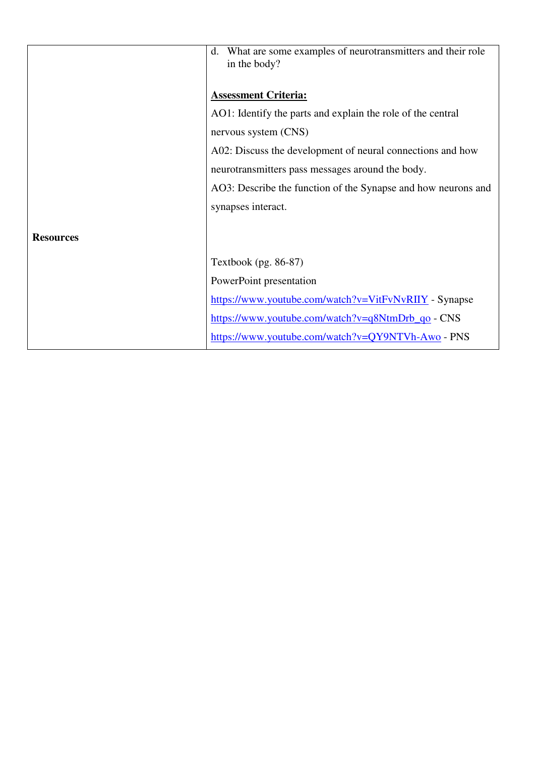| | |
|---|---|
| | d. What are some examples of neurotransmitters and their role in the body?<br><br>**Assessment Criteria:**<br>AO1: Identify the parts and explain the role of the central nervous system (CNS)<br>A02: Discuss the development of neural connections and how neurotransmitters pass messages around the body.<br>AO3: Describe the function of the Synapse and how neurons and synapses interact. |
| **Resources** | Textbook (pg. 86-87)<br>PowerPoint presentation<br>https://www.youtube.com/watch?v=VitFvNvRIIY - Synapse<br>https://www.youtube.com/watch?v=q8NtmDrb_qo - CNS<br>https://www.youtube.com/watch?v=QY9NTVh-Awo - PNS |